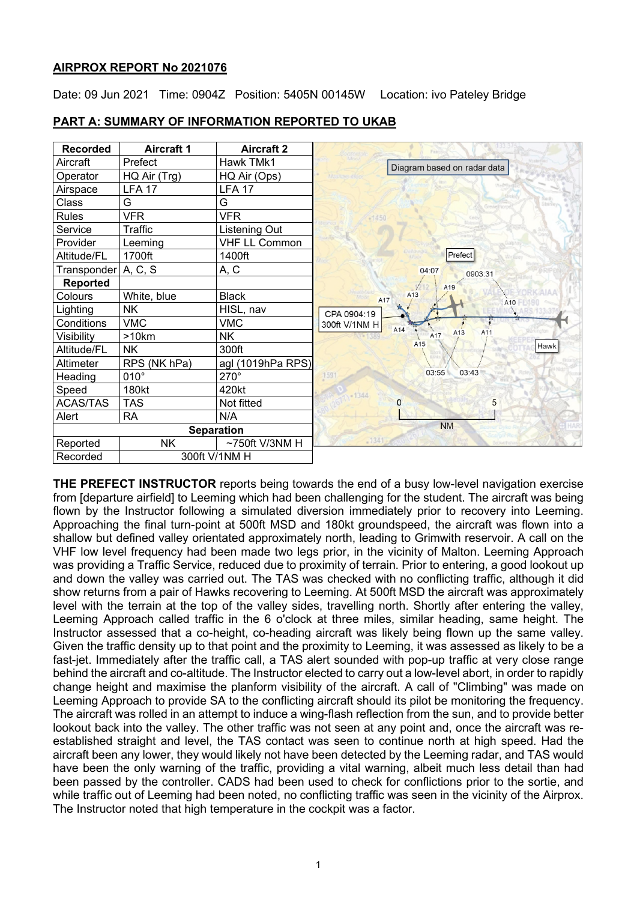## AIRPROX REPORT No 2021076

Date: 09 Jun 2021 Time: 0904Z Position: 5405N 00145W Location: ivo Pateley Bridge

## PART A: SUMMARY OF INFORMATION REPORTED TO UKAB

| Recorded | Aircraft 1 | Aircraft 2 |
|---|---|---|
| Aircraft | Prefect | Hawk TMk1 |
| Operator | HQ Air (Trg) | HQ Air (Ops) |
| Airspace | LFA 17 | LFA 17 |
| Class | G | G |
| Rules | VFR | VFR |
| Service | Traffic | Listening Out |
| Provider | Leeming | VHF LL Common |
| Altitude/FL | 1700ft | 1400ft |
| Transponder | A, C, S | A, C |
| **Reported** | | |
| Colours | White, blue | Black |
| Lighting | NK | HISL, nav |
| Conditions | VMC | VMC |
| Visibility | >10km | NK |
| Altitude/FL | NK | 300ft |
| Altimeter | RPS (NK hPa) | agl (1019hPa RPS) |
| Heading | 010° | 270° |
| Speed | 180kt | 420kt |
| ACAS/TAS | TAS | Not fitted |
| Alert | RA | N/A |
| **Separation** | | |
| Reported | NK | ~750ft V/3NM H |
| Recorded | 300ft V/1NM H | |

Diagram based on radar data

CPA 0904:19
300ft V/1NM H

**THE PREFECT INSTRUCTOR** reports being towards the end of a busy low-level navigation exercise from [departure airfield] to Leeming which had been challenging for the student. The aircraft was being flown by the Instructor following a simulated diversion immediately prior to recovery into Leeming. Approaching the final turn-point at 500ft MSD and 180kt groundspeed, the aircraft was flown into a shallow but defined valley orientated approximately north, leading to Grimwith reservoir. A call on the VHF low level frequency had been made two legs prior, in the vicinity of Malton. Leeming Approach was providing a Traffic Service, reduced due to proximity of terrain. Prior to entering, a good lookout up and down the valley was carried out. The TAS was checked with no conflicting traffic, although it did show returns from a pair of Hawks recovering to Leeming. At 500ft MSD the aircraft was approximately level with the terrain at the top of the valley sides, travelling north. Shortly after entering the valley, Leeming Approach called traffic in the 6 o'clock at three miles, similar heading, same height. The Instructor assessed that a co-height, co-heading aircraft was likely being flown up the same valley. Given the traffic density up to that point and the proximity to Leeming, it was assessed as likely to be a fast-jet. Immediately after the traffic call, a TAS alert sounded with pop-up traffic at very close range behind the aircraft and co-altitude. The Instructor elected to carry out a low-level abort, in order to rapidly change height and maximise the planform visibility of the aircraft. A call of "Climbing" was made on Leeming Approach to provide SA to the conflicting aircraft should its pilot be monitoring the frequency. The aircraft was rolled in an attempt to induce a wing-flash reflection from the sun, and to provide better lookout back into the valley. The other traffic was not seen at any point and, once the aircraft was re-established straight and level, the TAS contact was seen to continue north at high speed. Had the aircraft been any lower, they would likely not have been detected by the Leeming radar, and TAS would have been the only warning of the traffic, providing a vital warning, albeit much less detail than had been passed by the controller. CADS had been used to check for conflictions prior to the sortie, and while traffic out of Leeming had been noted, no conflicting traffic was seen in the vicinity of the Airprox. The Instructor noted that high temperature in the cockpit was a factor.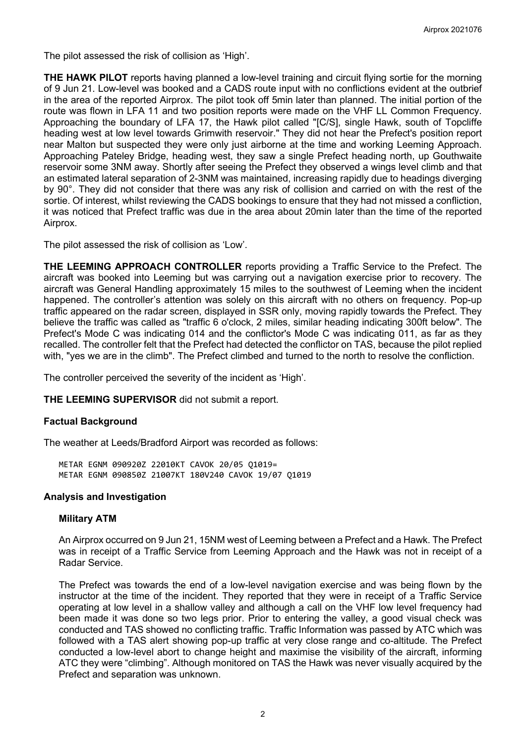The pilot assessed the risk of collision as 'High'.

**THE HAWK PILOT** reports having planned a low-level training and circuit flying sortie for the morning of 9 Jun 21. Low-level was booked and a CADS route input with no conflictions evident at the outbrief in the area of the reported Airprox. The pilot took off 5min later than planned. The initial portion of the route was flown in LFA 11 and two position reports were made on the VHF LL Common Frequency. Approaching the boundary of LFA 17, the Hawk pilot called "[C/S], single Hawk, south of Topcliffe heading west at low level towards Grimwith reservoir." They did not hear the Prefect's position report near Malton but suspected they were only just airborne at the time and working Leeming Approach. Approaching Pateley Bridge, heading west, they saw a single Prefect heading north, up Gouthwaite reservoir some 3NM away. Shortly after seeing the Prefect they observed a wings level climb and that an estimated lateral separation of 2-3NM was maintained, increasing rapidly due to headings diverging by 90°. They did not consider that there was any risk of collision and carried on with the rest of the sortie. Of interest, whilst reviewing the CADS bookings to ensure that they had not missed a confliction, it was noticed that Prefect traffic was due in the area about 20min later than the time of the reported Airprox.

The pilot assessed the risk of collision as 'Low'.

**THE LEEMING APPROACH CONTROLLER** reports providing a Traffic Service to the Prefect. The aircraft was booked into Leeming but was carrying out a navigation exercise prior to recovery. The aircraft was General Handling approximately 15 miles to the southwest of Leeming when the incident happened. The controller's attention was solely on this aircraft with no others on frequency. Pop-up traffic appeared on the radar screen, displayed in SSR only, moving rapidly towards the Prefect. They believe the traffic was called as "traffic 6 o'clock, 2 miles, similar heading indicating 300ft below". The Prefect's Mode C was indicating 014 and the conflictor's Mode C was indicating 011, as far as they recalled. The controller felt that the Prefect had detected the conflictor on TAS, because the pilot replied with, "yes we are in the climb". The Prefect climbed and turned to the north to resolve the confliction.

The controller perceived the severity of the incident as 'High'.

**THE LEEMING SUPERVISOR** did not submit a report.

## Factual Background

The weather at Leeds/Bradford Airport was recorded as follows:

```
METAR EGNM 090920Z 22010KT CAVOK 20/05 Q1019=
METAR EGNM 090850Z 21007KT 180V240 CAVOK 19/07 Q1019
```

## Analysis and Investigation

### Military ATM

An Airprox occurred on 9 Jun 21, 15NM west of Leeming between a Prefect and a Hawk. The Prefect was in receipt of a Traffic Service from Leeming Approach and the Hawk was not in receipt of a Radar Service.

The Prefect was towards the end of a low-level navigation exercise and was being flown by the instructor at the time of the incident. They reported that they were in receipt of a Traffic Service operating at low level in a shallow valley and although a call on the VHF low level frequency had been made it was done so two legs prior. Prior to entering the valley, a good visual check was conducted and TAS showed no conflicting traffic. Traffic Information was passed by ATC which was followed with a TAS alert showing pop-up traffic at very close range and co-altitude. The Prefect conducted a low-level abort to change height and maximise the visibility of the aircraft, informing ATC they were "climbing". Although monitored on TAS the Hawk was never visually acquired by the Prefect and separation was unknown.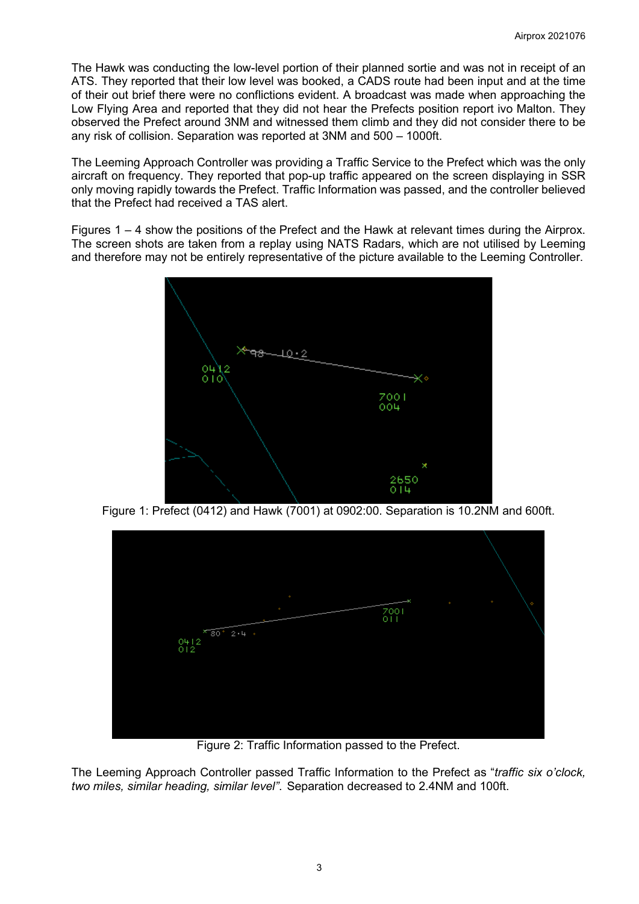The Hawk was conducting the low-level portion of their planned sortie and was not in receipt of an ATS. They reported that their low level was booked, a CADS route had been input and at the time of their out brief there were no conflictions evident. A broadcast was made when approaching the Low Flying Area and reported that they did not hear the Prefects position report ivo Malton. They observed the Prefect around 3NM and witnessed them climb and they did not consider there to be any risk of collision. Separation was reported at 3NM and 500 – 1000ft.

The Leeming Approach Controller was providing a Traffic Service to the Prefect which was the only aircraft on frequency. They reported that pop-up traffic appeared on the screen displaying in SSR only moving rapidly towards the Prefect. Traffic Information was passed, and the controller believed that the Prefect had received a TAS alert.

Figures 1 – 4 show the positions of the Prefect and the Hawk at relevant times during the Airprox. The screen shots are taken from a replay using NATS Radars, which are not utilised by Leeming and therefore may not be entirely representative of the picture available to the Leeming Controller.

Figure 1: Prefect (0412) and Hawk (7001) at 0902:00. Separation is 10.2NM and 600ft.

Figure 2: Traffic Information passed to the Prefect.

The Leeming Approach Controller passed Traffic Information to the Prefect as "*traffic six o'clock, two miles, similar heading, similar level*". Separation decreased to 2.4NM and 100ft.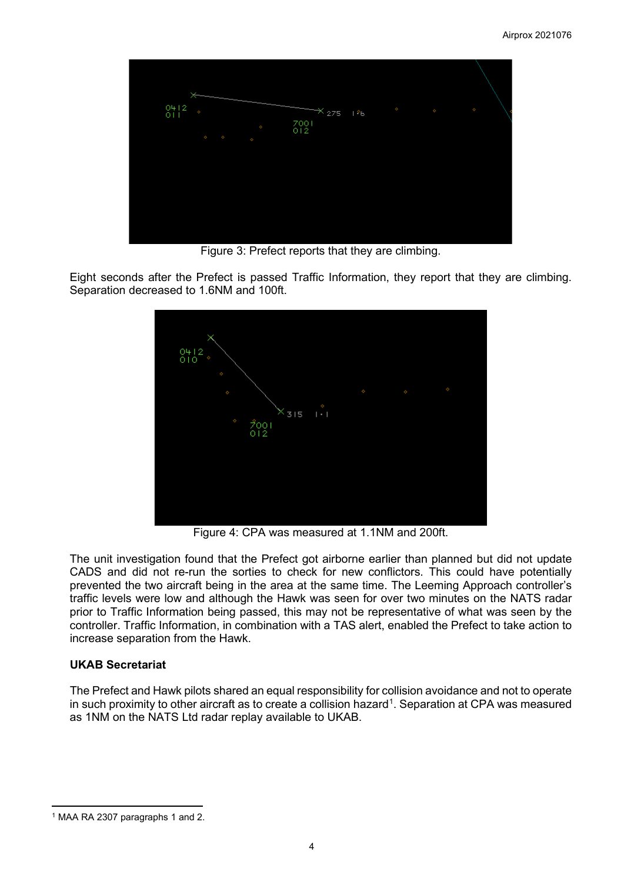Figure 3: Prefect reports that they are climbing.

Eight seconds after the Prefect is passed Traffic Information, they report that they are climbing. Separation decreased to 1.6NM and 100ft.

Figure 4: CPA was measured at 1.1NM and 200ft.

The unit investigation found that the Prefect got airborne earlier than planned but did not update CADS and did not re-run the sorties to check for new conflictors. This could have potentially prevented the two aircraft being in the area at the same time. The Leeming Approach controller's traffic levels were low and although the Hawk was seen for over two minutes on the NATS radar prior to Traffic Information being passed, this may not be representative of what was seen by the controller. Traffic Information, in combination with a TAS alert, enabled the Prefect to take action to increase separation from the Hawk.

**UKAB Secretariat**

The Prefect and Hawk pilots shared an equal responsibility for collision avoidance and not to operate in such proximity to other aircraft as to create a collision hazard[1]. Separation at CPA was measured as 1NM on the NATS Ltd radar replay available to UKAB.

[1] MAA RA 2307 paragraphs 1 and 2.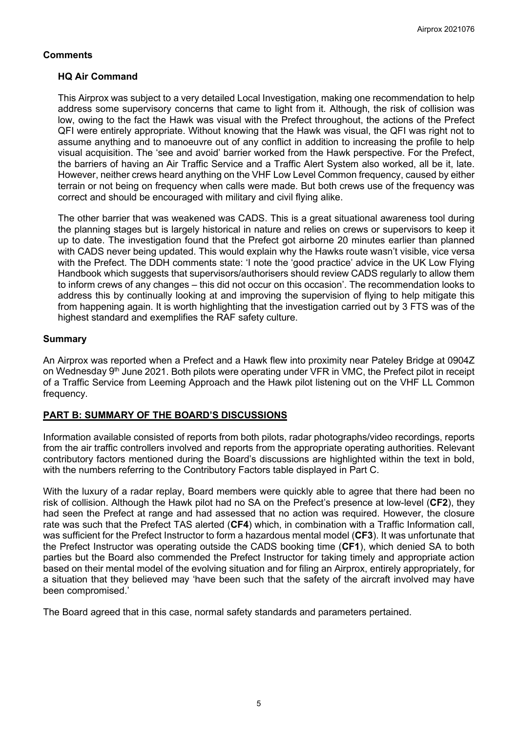## Comments

### HQ Air Command

This Airprox was subject to a very detailed Local Investigation, making one recommendation to help address some supervisory concerns that came to light from it. Although, the risk of collision was low, owing to the fact the Hawk was visual with the Prefect throughout, the actions of the Prefect QFI were entirely appropriate. Without knowing that the Hawk was visual, the QFI was right not to assume anything and to manoeuvre out of any conflict in addition to increasing the profile to help visual acquisition. The 'see and avoid' barrier worked from the Hawk perspective. For the Prefect, the barriers of having an Air Traffic Service and a Traffic Alert System also worked, all be it, late. However, neither crews heard anything on the VHF Low Level Common frequency, caused by either terrain or not being on frequency when calls were made. But both crews use of the frequency was correct and should be encouraged with military and civil flying alike.

The other barrier that was weakened was CADS. This is a great situational awareness tool during the planning stages but is largely historical in nature and relies on crews or supervisors to keep it up to date. The investigation found that the Prefect got airborne 20 minutes earlier than planned with CADS never being updated. This would explain why the Hawks route wasn't visible, vice versa with the Prefect. The DDH comments state: 'I note the 'good practice' advice in the UK Low Flying Handbook which suggests that supervisors/authorisers should review CADS regularly to allow them to inform crews of any changes – this did not occur on this occasion'. The recommendation looks to address this by continually looking at and improving the supervision of flying to help mitigate this from happening again. It is worth highlighting that the investigation carried out by 3 FTS was of the highest standard and exemplifies the RAF safety culture.

## Summary

An Airprox was reported when a Prefect and a Hawk flew into proximity near Pateley Bridge at 0904Z on Wednesday 9th June 2021. Both pilots were operating under VFR in VMC, the Prefect pilot in receipt of a Traffic Service from Leeming Approach and the Hawk pilot listening out on the VHF LL Common frequency.

## PART B: SUMMARY OF THE BOARD'S DISCUSSIONS

Information available consisted of reports from both pilots, radar photographs/video recordings, reports from the air traffic controllers involved and reports from the appropriate operating authorities. Relevant contributory factors mentioned during the Board's discussions are highlighted within the text in bold, with the numbers referring to the Contributory Factors table displayed in Part C.

With the luxury of a radar replay, Board members were quickly able to agree that there had been no risk of collision. Although the Hawk pilot had no SA on the Prefect's presence at low-level (**CF2**), they had seen the Prefect at range and had assessed that no action was required. However, the closure rate was such that the Prefect TAS alerted (**CF4**) which, in combination with a Traffic Information call, was sufficient for the Prefect Instructor to form a hazardous mental model (**CF3**). It was unfortunate that the Prefect Instructor was operating outside the CADS booking time (**CF1**), which denied SA to both parties but the Board also commended the Prefect Instructor for taking timely and appropriate action based on their mental model of the evolving situation and for filing an Airprox, entirely appropriately, for a situation that they believed may 'have been such that the safety of the aircraft involved may have been compromised.'

The Board agreed that in this case, normal safety standards and parameters pertained.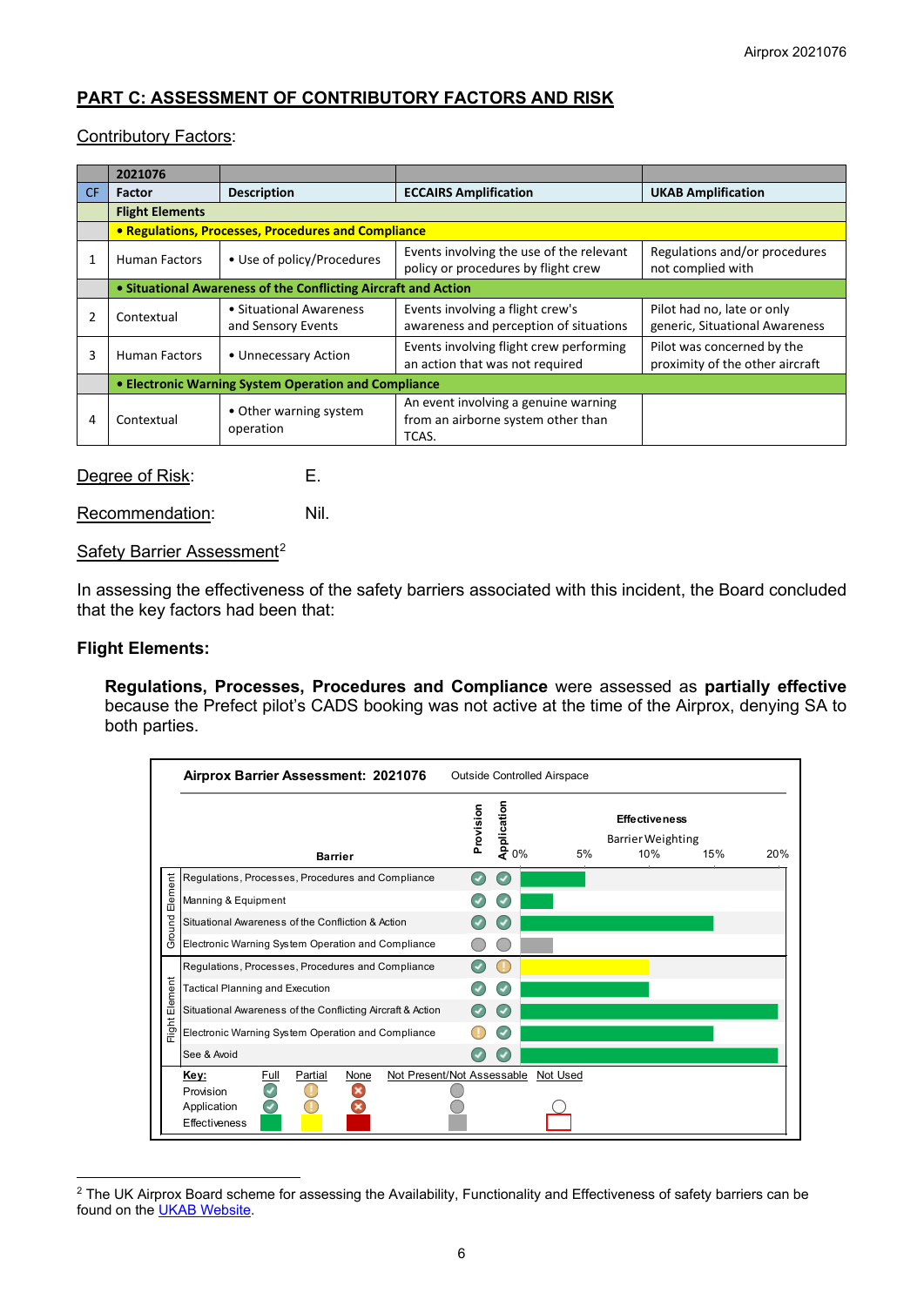## PART C: ASSESSMENT OF CONTRIBUTORY FACTORS AND RISK

Contributory Factors:

| | 2021076 | | | |
|---|---|---|---|---|
| CF | Factor | Description | ECCAIRS Amplification | UKAB Amplification |
| | **Flight Elements** | | | |
| | **• Regulations, Processes, Procedures and Compliance** | | | |
| 1 | Human Factors | • Use of policy/Procedures | Events involving the use of the relevant policy or procedures by flight crew | Regulations and/or procedures not complied with |
| | **• Situational Awareness of the Conflicting Aircraft and Action** | | | |
| 2 | Contextual | • Situational Awareness and Sensory Events | Events involving a flight crew's awareness and perception of situations | Pilot had no, late or only generic, Situational Awareness |
| 3 | Human Factors | • Unnecessary Action | Events involving flight crew performing an action that was not required | Pilot was concerned by the proximity of the other aircraft |
| | **• Electronic Warning System Operation and Compliance** | | | |
| 4 | Contextual | • Other warning system operation | An event involving a genuine warning from an airborne system other than TCAS. | |

Degree of Risk: E.

Recommendation: Nil.

Safety Barrier Assessment[2]

In assessing the effectiveness of the safety barriers associated with this incident, the Board concluded that the key factors had been that:

### Flight Elements:

**Regulations, Processes, Procedures and Compliance** were assessed as **partially effective** because the Prefect pilot's CADS booking was not active at the time of the Airprox, denying SA to both parties.

Airprox Barrier Assessment: 2021076

Outside Controlled Airspace

Barrier

Provision

Application

Effectiveness

Barrier Weighting

0%

5%

10%

15%

20%

Ground Element

Regulations, Processes, Procedures and Compliance

Manning & Equipment

Situational Awareness of the Confliction & Action

Electronic Warning System Operation and Compliance

Flight Element

Regulations, Processes, Procedures and Compliance

Tactical Planning and Execution

Situational Awareness of the Conflicting Aircraft & Action

Electronic Warning System Operation and Compliance

See & Avoid

Key: Full Partial None Not Present/Not Assessable Not Used

Provision

Application

Effectiveness

[2] The UK Airprox Board scheme for assessing the Availability, Functionality and Effectiveness of safety barriers can be found on the [UKAB Website](UKAB Website).